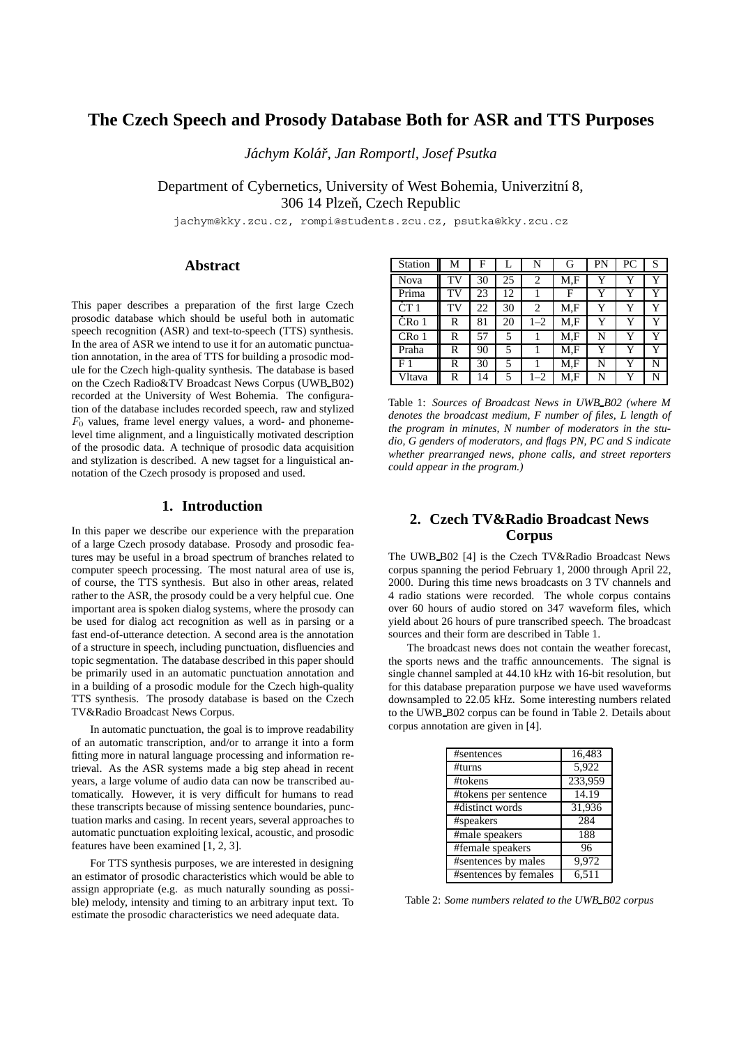# The Czech Speech and Prosody Database Both for ASR and TTS Purposes

*Jáchym Kolář, Jan Romportl, Josef Psutka*

Department of Cybernetics, University of West Bohemia, Univerzitní 8,
306 14 Plzeň, Czech Republic

jachym@kky.zcu.cz, rompi@students.zcu.cz, psutka@kky.zcu.cz

## Abstract

This paper describes a preparation of the first large Czech prosodic database which should be useful both in automatic speech recognition (ASR) and text-to-speech (TTS) synthesis. In the area of ASR we intend to use it for an automatic punctuation annotation, in the area of TTS for building a prosodic module for the Czech high-quality synthesis. The database is based on the Czech Radio&TV Broadcast News Corpus (UWB_B02) recorded at the University of West Bohemia. The configuration of the database includes recorded speech, raw and stylized $F_0$ values, frame level energy values, a word- and phoneme-level time alignment, and a linguistically motivated description of the prosodic data. A technique of prosodic data acquisition and stylization is described. A new tagset for a linguistical annotation of the Czech prosody is proposed and used.

## 1. Introduction

In this paper we describe our experience with the preparation of a large Czech prosody database. Prosody and prosodic features may be useful in a broad spectrum of branches related to computer speech processing. The most natural area of use is, of course, the TTS synthesis. But also in other areas, related rather to the ASR, the prosody could be a very helpful cue. One important area is spoken dialog systems, where the prosody can be used for dialog act recognition as well as in parsing or a fast end-of-utterance detection. A second area is the annotation of a structure in speech, including punctuation, disfluencies and topic segmentation. The database described in this paper should be primarily used in an automatic punctuation annotation and in a building of a prosodic module for the Czech high-quality TTS synthesis. The prosody database is based on the Czech TV&Radio Broadcast News Corpus.

In automatic punctuation, the goal is to improve readability of an automatic transcription, and/or to arrange it into a form fitting more in natural language processing and information retrieval. As the ASR systems made a big step ahead in recent years, a large volume of audio data can now be transcribed automatically. However, it is very difficult for humans to read these transcripts because of missing sentence boundaries, punctuation marks and casing. In recent years, several approaches to automatic punctuation exploiting lexical, acoustic, and prosodic features have been examined [1, 2, 3].

For TTS synthesis purposes, we are interested in designing an estimator of prosodic characteristics which would be able to assign appropriate (e.g. as much naturally sounding as possible) melody, intensity and timing to an arbitrary input text. To estimate the prosodic characteristics we need adequate data.

| Station | M | F | L | N | G | PN | PC | S |
|---|---|---|---|---|---|---|---|---|
| Nova | TV | 30 | 25 | 2 | M,F | Y | Y | Y |
| Prima | TV | 23 | 12 | 1 | F | Y | Y | Y |
| ČT 1 | TV | 22 | 30 | 2 | M,F | Y | Y | Y |
| ČRo 1 | R | 81 | 20 | 1–2 | M,F | Y | Y | Y |
| CRo 1 | R | 57 | 5 | 1 | M,F | N | Y | Y |
| Praha | R | 90 | 5 | 1 | M,F | Y | Y | Y |
| F 1 | R | 30 | 5 | 1 | M,F | N | Y | N |
| Vltava | R | 14 | 5 | 1–2 | M,F | N | Y | N |

Table 1: *Sources of Broadcast News in UWB_B02 (where M denotes the broadcast medium, F number of files, L length of the program in minutes, N number of moderators in the studio, G genders of moderators, and flags PN, PC and S indicate whether prearranged news, phone calls, and street reporters could appear in the program.)*

## 2. Czech TV&Radio Broadcast News Corpus

The UWB_B02 [4] is the Czech TV&Radio Broadcast News corpus spanning the period February 1, 2000 through April 22, 2000. During this time news broadcasts on 3 TV channels and 4 radio stations were recorded. The whole corpus contains over 60 hours of audio stored on 347 waveform files, which yield about 26 hours of pure transcribed speech. The broadcast sources and their form are described in Table 1.

The broadcast news does not contain the weather forecast, the sports news and the traffic announcements. The signal is single channel sampled at 44.10 kHz with 16-bit resolution, but for this database preparation purpose we have used waveforms downsampled to 22.05 kHz. Some interesting numbers related to the UWB_B02 corpus can be found in Table 2. Details about corpus annotation are given in [4].

| | |
|---|---|
| #sentences | 16,483 |
| #turns | 5,922 |
| #tokens | 233,959 |
| #tokens per sentence | 14.19 |
| #distinct words | 31,936 |
| #speakers | 284 |
| #male speakers | 188 |
| #female speakers | 96 |
| #sentences by males | 9,972 |
| #sentences by females | 6,511 |

Table 2: *Some numbers related to the UWB_B02 corpus*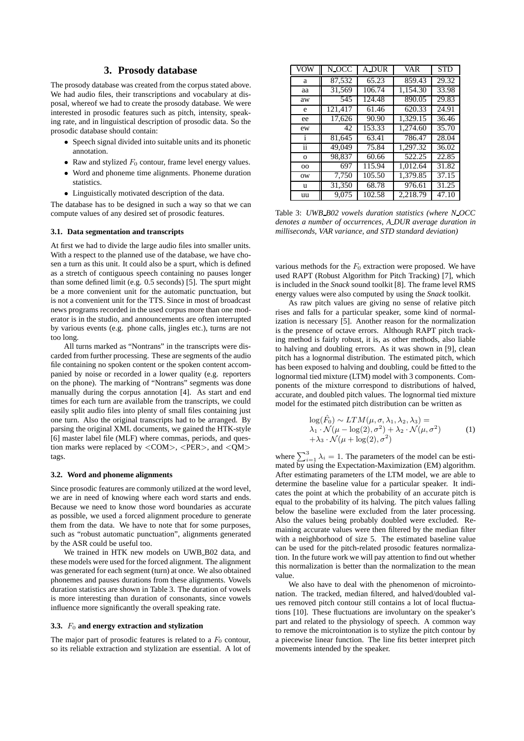## 3. Prosody database

The prosody database was created from the corpus stated above. We had audio files, their transcriptions and vocabulary at disposal, whereof we had to create the prosody database. We were interested in prosodic features such as pitch, intensity, speaking rate, and in linguistical description of prosodic data. So the prosodic database should contain:

- Speech signal divided into suitable units and its phonetic annotation.
- Raw and stylized $F_0$ contour, frame level energy values.
- Word and phoneme time alignments. Phoneme duration statistics.
- Linguistically motivated description of the data.

The database has to be designed in such a way so that we can compute values of any desired set of prosodic features.

### 3.1. Data segmentation and transcripts

At first we had to divide the large audio files into smaller units. With a respect to the planned use of the database, we have chosen a turn as this unit. It could also be a spurt, which is defined as a stretch of contiguous speech containing no pauses longer than some defined limit (e.g. 0.5 seconds) [5]. The spurt might be a more convenient unit for the automatic punctuation, but is not a convenient unit for the TTS. Since in most of broadcast news programs recorded in the used corpus more than one moderator is in the studio, and announcements are often interrupted by various events (e.g. phone calls, jingles etc.), turns are not too long.

All turns marked as "Nontrans" in the transcripts were discarded from further processing. These are segments of the audio file containing no spoken content or the spoken content accompanied by noise or recorded in a lower quality (e.g. reporters on the phone). The marking of "Nontrans" segments was done manually during the corpus annotation [4]. As start and end times for each turn are available from the transcripts, we could easily split audio files into plenty of small files containing just one turn. Also the original transcripts had to be arranged. By parsing the original XML documents, we gained the HTK-style [6] master label file (MLF) where commas, periods, and question marks were replaced by <COM>, <PER>, and <QM> tags.

### 3.2. Word and phoneme alignments

Since prosodic features are commonly utilized at the word level, we are in need of knowing where each word starts and ends. Because we need to know those word boundaries as accurate as possible, we used a forced alignment procedure to generate them from the data. We have to note that for some purposes, such as "robust automatic punctuation", alignments generated by the ASR could be useful too.

We trained in HTK new models on UWB_B02 data, and these models were used for the forced alignment. The alignment was generated for each segment (turn) at once. We also obtained phonemes and pauses durations from these alignments. Vowels duration statistics are shown in Table 3. The duration of vowels is more interesting than duration of consonants, since vowels influence more significantly the overall speaking rate.

| VOW | N_OCC | A_DUR | VAR | STD |
|---|---|---|---|---|
| a | 87,532 | 65.23 | 859.43 | 29.32 |
| aa | 31,569 | 106.74 | 1,154.30 | 33.98 |
| aw | 545 | 124.48 | 890.05 | 29.83 |
| e | 121,417 | 61.46 | 620.33 | 24.91 |
| ee | 17,626 | 90.90 | 1,329.15 | 36.46 |
| ew | 42 | 153.33 | 1,274.60 | 35.70 |
| i | 81,645 | 63.41 | 786.47 | 28.04 |
| ii | 49,049 | 75.84 | 1,297.32 | 36.02 |
| o | 98,837 | 60.66 | 522.25 | 22.85 |
| oo | 697 | 115.94 | 1,012.64 | 31.82 |
| ow | 7,750 | 105.50 | 1,379.85 | 37.15 |
| u | 31,350 | 68.78 | 976.61 | 31.25 |
| uu | 9,075 | 102.58 | 2,218.79 | 47.10 |

Table 3: *UWB_B02 vowels duration statistics (where N_OCC denotes a number of occurrences, A_DUR average duration in milliseconds, VAR variance, and STD standard deviation)*

### 3.3. $F_0$ and energy extraction and stylization

The major part of prosodic features is related to a $F_0$ contour, so its reliable extraction and stylization are essential. A lot of various methods for the $F_0$ extraction were proposed. We have used RAPT (Robust Algorithm for Pitch Tracking) [7], which is included in the *Snack* sound toolkit [8]. The frame level RMS energy values were also computed by using the *Snack* toolkit.

As raw pitch values are giving no sense of relative pitch rises and falls for a particular speaker, some kind of normalization is necessary [5]. Another reason for the normalization is the presence of octave errors. Although RAPT pitch tracking method is fairly robust, it is, as other methods, also liable to halving and doubling errors. As it was shown in [9], clean pitch has a lognormal distribution. The estimated pitch, which has been exposed to halving and doubling, could be fitted to the lognormal tied mixture (LTM) model with 3 components. Components of the mixture correspond to distributions of halved, accurate, and doubled pitch values. The lognormal tied mixture model for the estimated pitch distribution can be written as

$$\begin{aligned} &\log(\hat{F}_0) \sim LTM(\mu, \sigma, \lambda_1, \lambda_2, \lambda_3) = \\ &\lambda_1 \cdot \mathcal{N}(\mu - \log(2), \sigma^2) + \lambda_2 \cdot \mathcal{N}(\mu, \sigma^2) \\ &+ \lambda_3 \cdot \mathcal{N}(\mu + \log(2), \sigma^2) \end{aligned} \quad (1)$$

where $\sum_{i=1}^{3} \lambda_i = 1$. The parameters of the model can be estimated by using the Expectation-Maximization (EM) algorithm. After estimating parameters of the LTM model, we are able to determine the baseline value for a particular speaker. It indicates the point at which the probability of an accurate pitch is equal to the probability of its halving. The pitch values falling below the baseline were excluded from the later processing. Also the values being probably doubled were excluded. Remaining accurate values were then filtered by the median filter with a neighborhood of size 5. The estimated baseline value can be used for the pitch-related prosodic features normalization. In the future work we will pay attention to find out whether this normalization is better than the normalization to the mean value.

We also have to deal with the phenomenon of microintonation. The tracked, median filtered, and halved/doubled values removed pitch contour still contains a lot of local fluctuations [10]. These fluctuations are involuntary on the speaker's part and related to the physiology of speech. A common way to remove the microintonation is to stylize the pitch contour by a piecewise linear function. The line fits better interpret pitch movements intended by the speaker.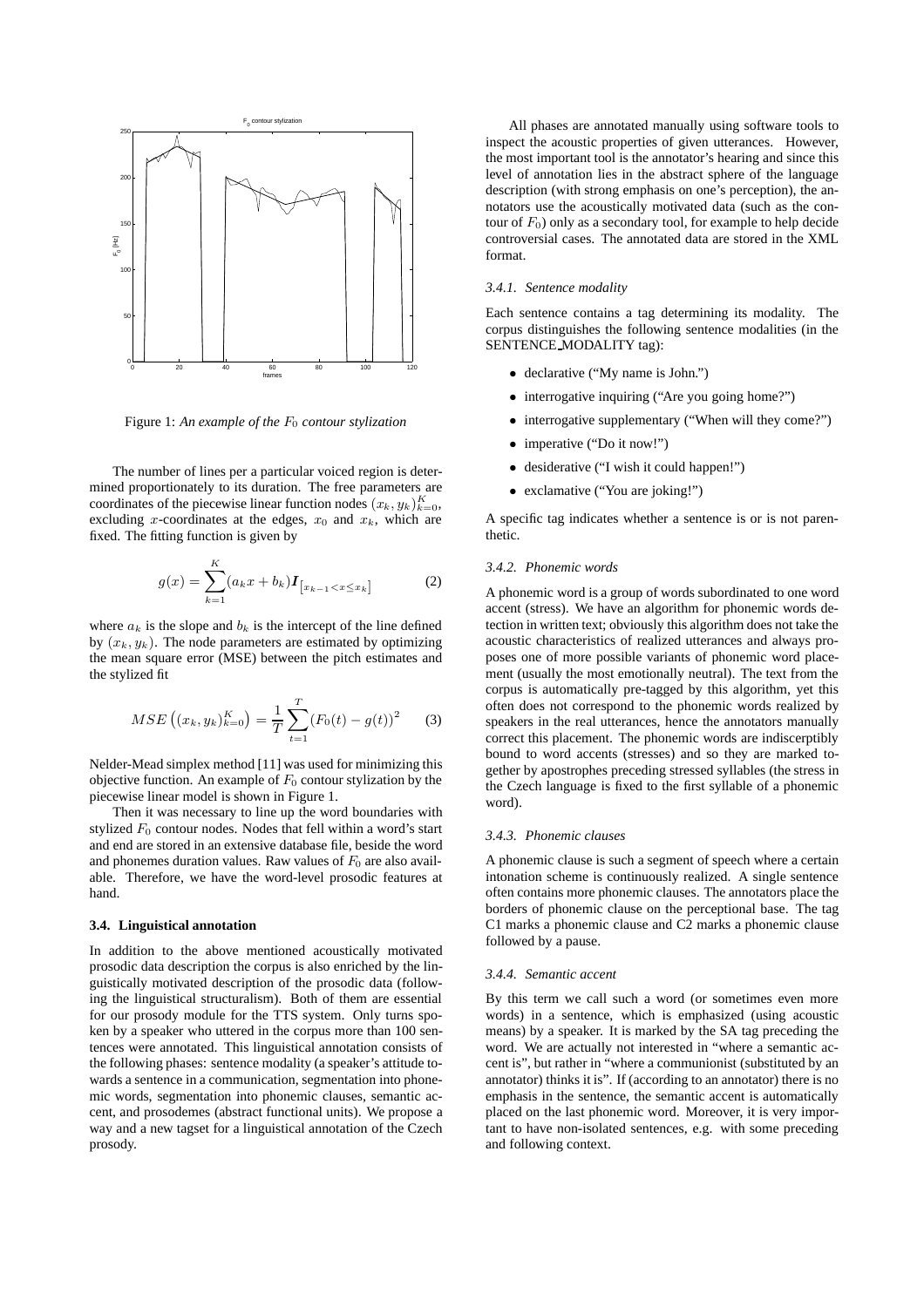Figure 1: *An example of the $F_0$ contour stylization*

The number of lines per a particular voiced region is determined proportionately to its duration. The free parameters are coordinates of the piecewise linear function nodes $(x_k, y_k)_{k=0}^{K}$, excluding $x$-coordinates at the edges, $x_0$ and $x_k$, which are fixed. The fitting function is given by

$$g(x) = \sum_{k=1}^{K} (a_k x + b_k) \boldsymbol{I}_{\left[x_{k-1} < x \leq x_k\right]} \tag{2}$$

where $a_k$ is the slope and $b_k$ is the intercept of the line defined by $(x_k, y_k)$. The node parameters are estimated by optimizing the mean square error (MSE) between the pitch estimates and the stylized fit

$$MSE\left((x_k, y_k)_{k=0}^{K}\right) = \frac{1}{T} \sum_{t=1}^{T} (F_0(t) - g(t))^2 \tag{3}$$

Nelder-Mead simplex method [11] was used for minimizing this objective function. An example of $F_0$ contour stylization by the piecewise linear model is shown in Figure 1.

Then it was necessary to line up the word boundaries with stylized $F_0$ contour nodes. Nodes that fell within a word's start and end are stored in an extensive database file, beside the word and phonemes duration values. Raw values of $F_0$ are also available. Therefore, we have the word-level prosodic features at hand.

### 3.4. Linguistical annotation

In addition to the above mentioned acoustically motivated prosodic data description the corpus is also enriched by the linguistically motivated description of the prosodic data (following the linguistical structuralism). Both of them are essential for our prosody module for the TTS system. Only turns spoken by a speaker who uttered in the corpus more than 100 sentences were annotated. This linguistical annotation consists of the following phases: sentence modality (a speaker's attitude towards a sentence in a communication, segmentation into phonemic words, segmentation into phonemic clauses, semantic accent, and prosodemes (abstract functional units). We propose a way and a new tagset for a linguistical annotation of the Czech prosody.

All phases are annotated manually using software tools to inspect the acoustic properties of given utterances. However, the most important tool is the annotator's hearing and since this level of annotation lies in the abstract sphere of the language description (with strong emphasis on one's perception), the annotators use the acoustically motivated data (such as the contour of $F_0$) only as a secondary tool, for example to help decide controversial cases. The annotated data are stored in the XML format.

#### 3.4.1. Sentence modality

Each sentence contains a tag determining its modality. The corpus distinguishes the following sentence modalities (in the SENTENCE_MODALITY tag):

- declarative ("My name is John.")
- interrogative inquiring ("Are you going home?")
- interrogative supplementary ("When will they come?")
- imperative ("Do it now!")
- desiderative ("I wish it could happen!")
- exclamative ("You are joking!")

A specific tag indicates whether a sentence is or is not parenthetic.

#### 3.4.2. Phonemic words

A phonemic word is a group of words subordinated to one word accent (stress). We have an algorithm for phonemic words detection in written text; obviously this algorithm does not take the acoustic characteristics of realized utterances and always proposes one of more possible variants of phonemic word placement (usually the most emotionally neutral). The text from the corpus is automatically pre-tagged by this algorithm, yet this often does not correspond to the phonemic words realized by speakers in the real utterances, hence the annotators manually correct this placement. The phonemic words are indiscerptibly bound to word accents (stresses) and so they are marked together by apostrophes preceding stressed syllables (the stress in the Czech language is fixed to the first syllable of a phonemic word).

#### 3.4.3. Phonemic clauses

A phonemic clause is such a segment of speech where a certain intonation scheme is continuously realized. A single sentence often contains more phonemic clauses. The annotators place the borders of phonemic clause on the perceptional base. The tag C1 marks a phonemic clause and C2 marks a phonemic clause followed by a pause.

#### 3.4.4. Semantic accent

By this term we call such a word (or sometimes even more words) in a sentence, which is emphasized (using acoustic means) by a speaker. It is marked by the SA tag preceding the word. We are actually not interested in "where a semantic accent is", but rather in "where a communionist (substituted by an annotator) thinks it is". If (according to an annotator) there is no emphasis in the sentence, the semantic accent is automatically placed on the last phonemic word. Moreover, it is very important to have non-isolated sentences, e.g. with some preceding and following context.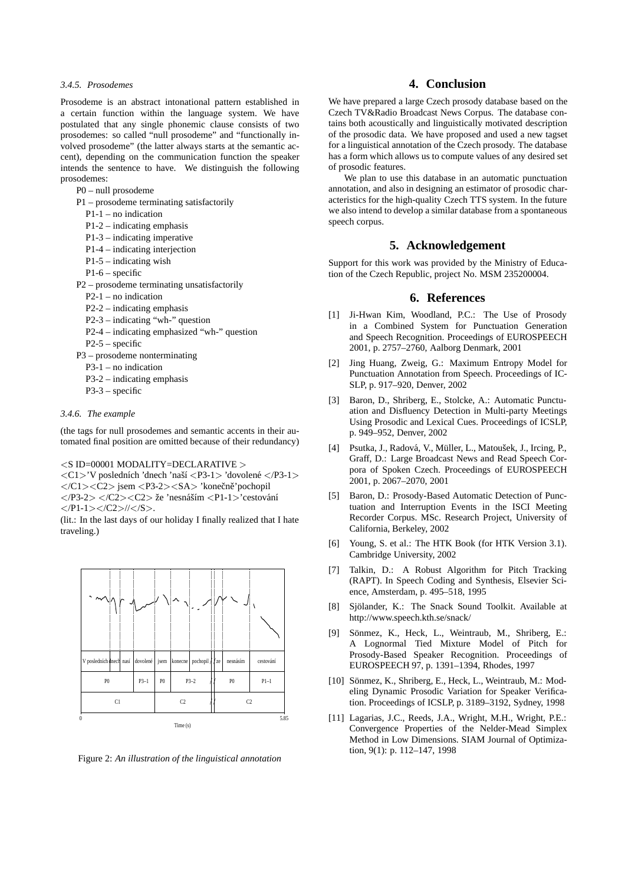#### 3.4.5. Prosodemes

Prosodeme is an abstract intonational pattern established in a certain function within the language system. We have postulated that any single phonemic clause consists of two prosodemes: so called "null prosodeme" and "functionally involved prosodeme" (the latter always starts at the semantic accent), depending on the communication function the speaker intends the sentence to have. We distinguish the following prosodemes:

- P0 – null prosodeme
- P1 – prosodeme terminating satisfactorily
  - P1-1 – no indication
  - P1-2 – indicating emphasis
  - P1-3 – indicating imperative
  - P1-4 – indicating interjection
  - P1-5 – indicating wish
  - P1-6 – specific
- P2 – prosodeme terminating unsatisfactorily
  - P2-1 – no indication
  - P2-2 – indicating emphasis
  - P2-3 – indicating "wh-" question
  - P2-4 – indicating emphasized "wh-" question
  - P2-5 – specific
- P3 – prosodeme nonterminating
  - P3-1 – no indication
  - P3-2 – indicating emphasis
  - P3-3 – specific

#### 3.4.6. The example

(the tags for null prosodemes and semantic accents in their automated final position are omitted because of their redundancy)

<S ID=00001 MODALITY=DECLARATIVE >
<C1>'V posledních 'dnech 'naší <P3-1> 'dovolené </P3-1> </C1><C2> jsem <P3-2><SA> 'konečně'pochopil </P3-2> </C2><C2> že 'nesnáším <P1-1>'cestování </P1-1></C2>//</S>.

(lit.: In the last days of our holiday I finally realized that I hate traveling.)

V posledních dnech naší dovolené jsem konecne pochopil ze nesnáším cestování

P0 P3–1 P0 P3–2 P0 P1–1

C1 C2 C2

0 5.85

Time (s)

Figure 2: *An illustration of the linguistical annotation*

## 4. Conclusion

We have prepared a large Czech prosody database based on the Czech TV&Radio Broadcast News Corpus. The database contains both acoustically and linguistically motivated description of the prosodic data. We have proposed and used a new tagset for a linguistical annotation of the Czech prosody. The database has a form which allows us to compute values of any desired set of prosodic features.

We plan to use this database in an automatic punctuation annotation, and also in designing an estimator of prosodic characteristics for the high-quality Czech TTS system. In the future we also intend to develop a similar database from a spontaneous speech corpus.

## 5. Acknowledgement

Support for this work was provided by the Ministry of Education of the Czech Republic, project No. MSM 235200004.

## 6. References

[1] Ji-Hwan Kim, Woodland, P.C.: The Use of Prosody in a Combined System for Punctuation Generation and Speech Recognition. Proceedings of EUROSPEECH 2001, p. 2757–2760, Aalborg Denmark, 2001

[2] Jing Huang, Zweig, G.: Maximum Entropy Model for Punctuation Annotation from Speech. Proceedings of ICSLP, p. 917–920, Denver, 2002

[3] Baron, D., Shriberg, E., Stolcke, A.: Automatic Punctuation and Disfluency Detection in Multi-party Meetings Using Prosodic and Lexical Cues. Proceedings of ICSLP, p. 949–952, Denver, 2002

[4] Psutka, J., Radová, V., Müller, L., Matoušek, J., Ircing, P., Graff, D.: Large Broadcast News and Read Speech Corpora of Spoken Czech. Proceedings of EUROSPEECH 2001, p. 2067–2070, 2001

[5] Baron, D.: Prosody-Based Automatic Detection of Punctuation and Interruption Events in the ISCI Meeting Recorder Corpus. MSc. Research Project, University of California, Berkeley, 2002

[6] Young, S. et al.: The HTK Book (for HTK Version 3.1). Cambridge University, 2002

[7] Talkin, D.: A Robust Algorithm for Pitch Tracking (RAPT). In Speech Coding and Synthesis, Elsevier Science, Amsterdam, p. 495–518, 1995

[8] Sjölander, K.: The Snack Sound Toolkit. Available at http://www.speech.kth.se/snack/

[9] Sönmez, K., Heck, L., Weintraub, M., Shriberg, E.: A Lognormal Tied Mixture Model of Pitch for Prosody-Based Speaker Recognition. Proceedings of EUROSPEECH 97, p. 1391–1394, Rhodes, 1997

[10] Sönmez, K., Shriberg, E., Heck, L., Weintraub, M.: Modeling Dynamic Prosodic Variation for Speaker Verification. Proceedings of ICSLP, p. 3189–3192, Sydney, 1998

[11] Lagarias, J.C., Reeds, J.A., Wright, M.H., Wright, P.E.: Convergence Properties of the Nelder-Mead Simplex Method in Low Dimensions. SIAM Journal of Optimization, 9(1): p. 112–147, 1998